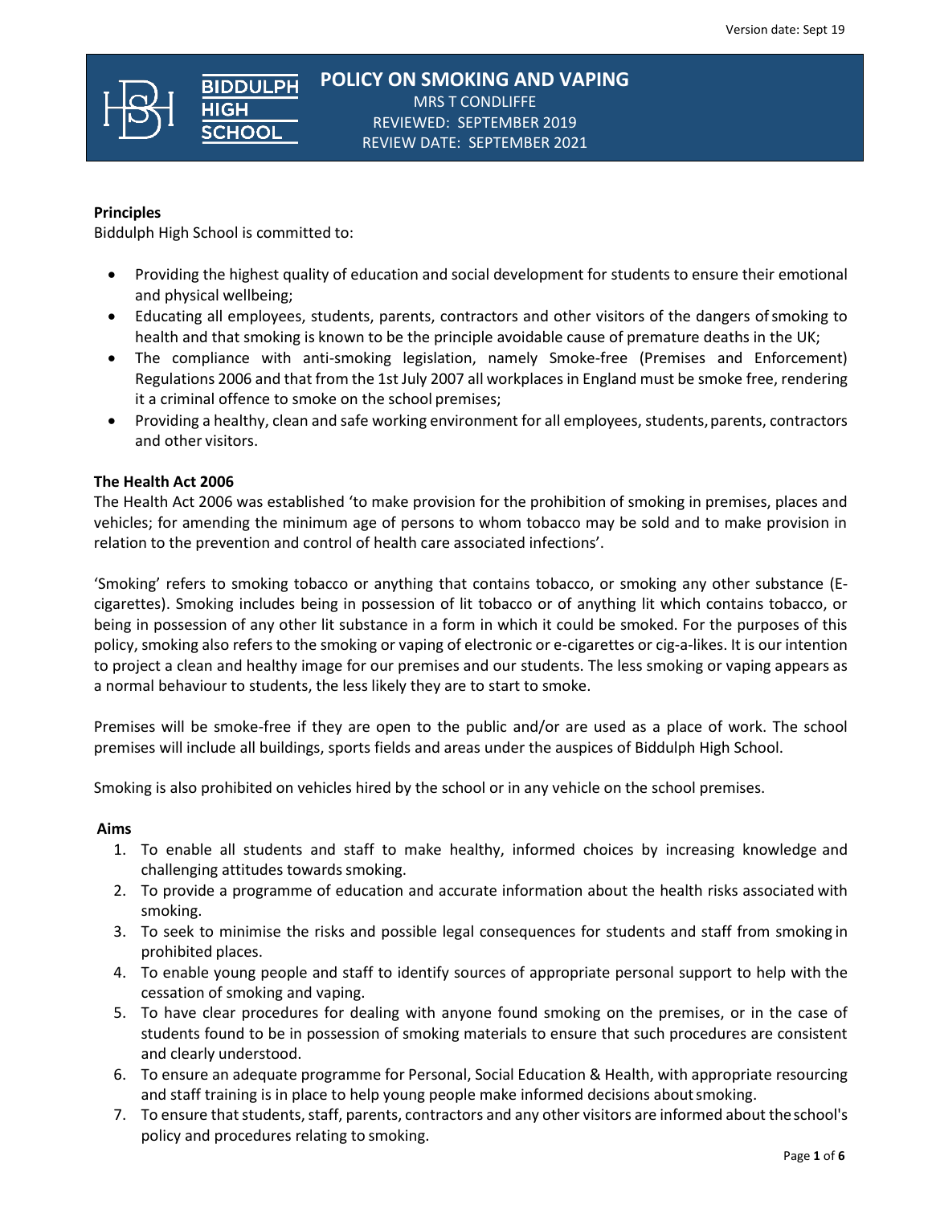Version date: Sept 19

# POLICY ON SMOKING AND VAPING

MRS T CONDLIFFE
REVIEWED: SEPTEMBER 2019
REVIEW DATE: SEPTEMBER 2021

**Principles**

Biddulph High School is committed to:

- Providing the highest quality of education and social development for students to ensure their emotional and physical wellbeing;
- Educating all employees, students, parents, contractors and other visitors of the dangers of smoking to health and that smoking is known to be the principle avoidable cause of premature deaths in the UK;
- The compliance with anti-smoking legislation, namely Smoke-free (Premises and Enforcement) Regulations 2006 and that from the 1st July 2007 all workplaces in England must be smoke free, rendering it a criminal offence to smoke on the school premises;
- Providing a healthy, clean and safe working environment for all employees, students, parents, contractors and other visitors.

**The Health Act 2006**

The Health Act 2006 was established 'to make provision for the prohibition of smoking in premises, places and vehicles; for amending the minimum age of persons to whom tobacco may be sold and to make provision in relation to the prevention and control of health care associated infections'.

'Smoking' refers to smoking tobacco or anything that contains tobacco, or smoking any other substance (E-cigarettes). Smoking includes being in possession of lit tobacco or of anything lit which contains tobacco, or being in possession of any other lit substance in a form in which it could be smoked. For the purposes of this policy, smoking also refers to the smoking or vaping of electronic or e-cigarettes or cig-a-likes. It is our intention to project a clean and healthy image for our premises and our students. The less smoking or vaping appears as a normal behaviour to students, the less likely they are to start to smoke.

Premises will be smoke-free if they are open to the public and/or are used as a place of work. The school premises will include all buildings, sports fields and areas under the auspices of Biddulph High School.

Smoking is also prohibited on vehicles hired by the school or in any vehicle on the school premises.

**Aims**

1. To enable all students and staff to make healthy, informed choices by increasing knowledge and challenging attitudes towards smoking.
2. To provide a programme of education and accurate information about the health risks associated with smoking.
3. To seek to minimise the risks and possible legal consequences for students and staff from smoking in prohibited places.
4. To enable young people and staff to identify sources of appropriate personal support to help with the cessation of smoking and vaping.
5. To have clear procedures for dealing with anyone found smoking on the premises, or in the case of students found to be in possession of smoking materials to ensure that such procedures are consistent and clearly understood.
6. To ensure an adequate programme for Personal, Social Education & Health, with appropriate resourcing and staff training is in place to help young people make informed decisions about smoking.
7. To ensure that students, staff, parents, contractors and any other visitors are informed about the school's policy and procedures relating to smoking.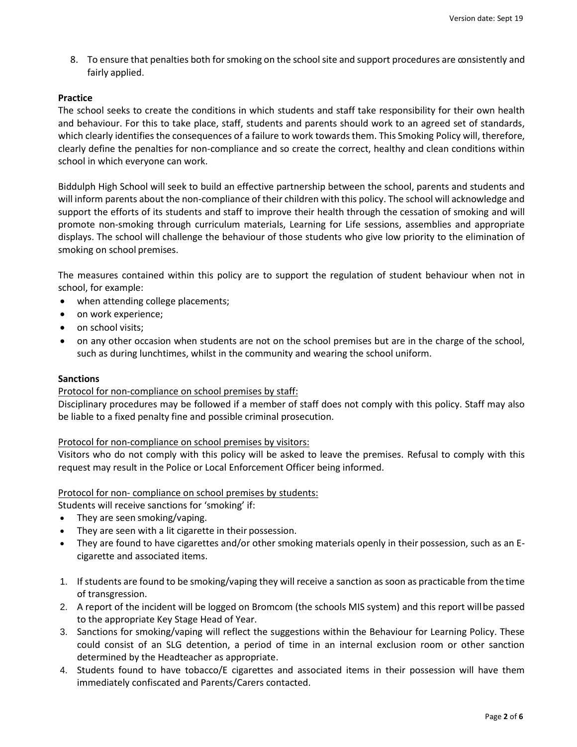8. To ensure that penalties both for smoking on the school site and support procedures are consistently and fairly applied.

**Practice**

The school seeks to create the conditions in which students and staff take responsibility for their own health and behaviour. For this to take place, staff, students and parents should work to an agreed set of standards, which clearly identifies the consequences of a failure to work towards them. This Smoking Policy will, therefore, clearly define the penalties for non-compliance and so create the correct, healthy and clean conditions within school in which everyone can work.

Biddulph High School will seek to build an effective partnership between the school, parents and students and will inform parents about the non-compliance of their children with this policy. The school will acknowledge and support the efforts of its students and staff to improve their health through the cessation of smoking and will promote non-smoking through curriculum materials, Learning for Life sessions, assemblies and appropriate displays. The school will challenge the behaviour of those students who give low priority to the elimination of smoking on school premises.

The measures contained within this policy are to support the regulation of student behaviour when not in school, for example:

- when attending college placements;
- on work experience;
- on school visits;
- on any other occasion when students are not on the school premises but are in the charge of the school, such as during lunchtimes, whilst in the community and wearing the school uniform.

**Sanctions**

Protocol for non-compliance on school premises by staff:

Disciplinary procedures may be followed if a member of staff does not comply with this policy. Staff may also be liable to a fixed penalty fine and possible criminal prosecution.

Protocol for non-compliance on school premises by visitors:

Visitors who do not comply with this policy will be asked to leave the premises. Refusal to comply with this request may result in the Police or Local Enforcement Officer being informed.

Protocol for non- compliance on school premises by students:

Students will receive sanctions for 'smoking' if:

- They are seen smoking/vaping.
- They are seen with a lit cigarette in their possession.
- They are found to have cigarettes and/or other smoking materials openly in their possession, such as an E-cigarette and associated items.

1. If students are found to be smoking/vaping they will receive a sanction as soon as practicable from the time of transgression.
2. A report of the incident will be logged on Bromcom (the schools MIS system) and this report will be passed to the appropriate Key Stage Head of Year.
3. Sanctions for smoking/vaping will reflect the suggestions within the Behaviour for Learning Policy. These could consist of an SLG detention, a period of time in an internal exclusion room or other sanction determined by the Headteacher as appropriate.
4. Students found to have tobacco/E cigarettes and associated items in their possession will have them immediately confiscated and Parents/Carers contacted.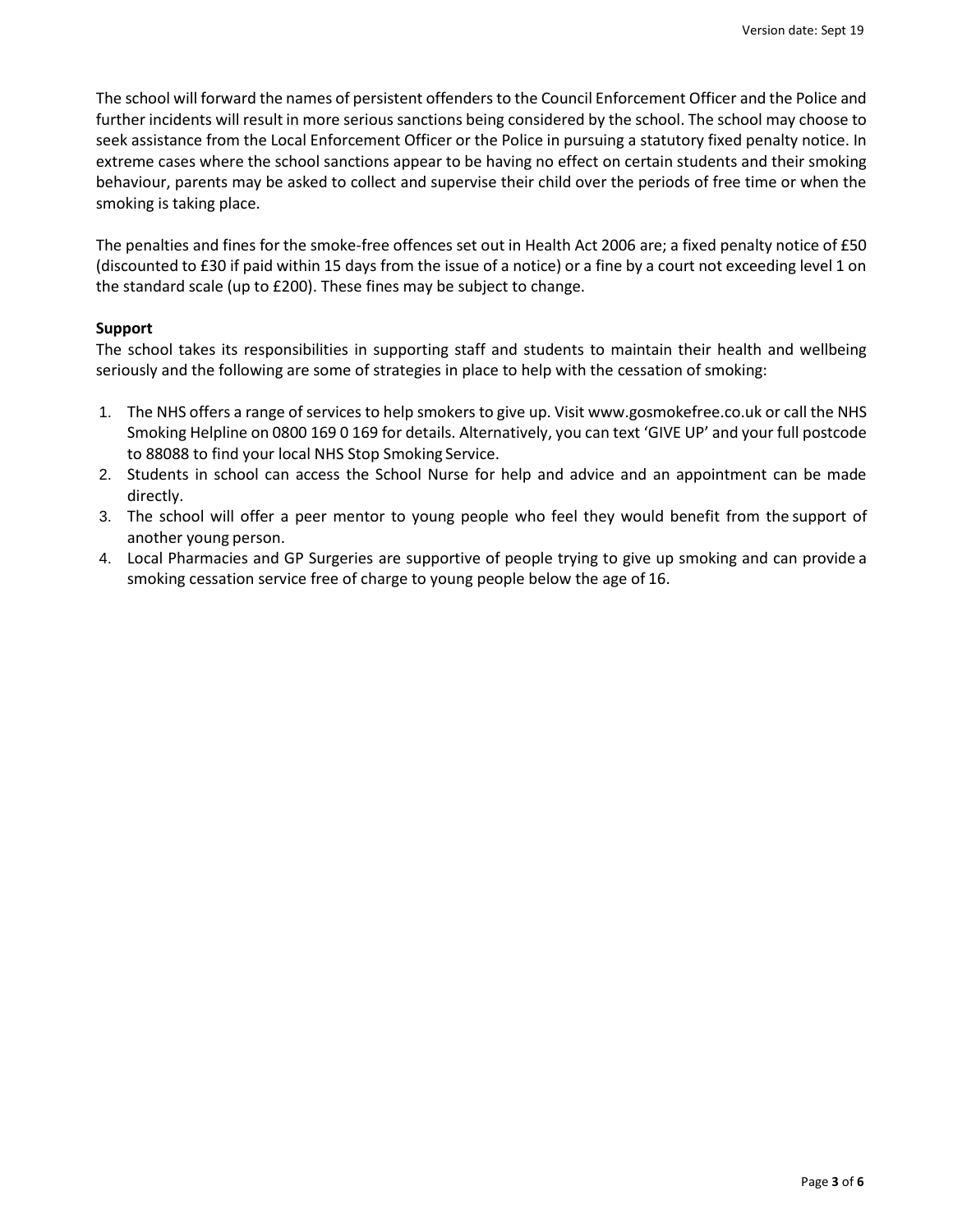The school will forward the names of persistent offenders to the Council Enforcement Officer and the Police and further incidents will result in more serious sanctions being considered by the school. The school may choose to seek assistance from the Local Enforcement Officer or the Police in pursuing a statutory fixed penalty notice. In extreme cases where the school sanctions appear to be having no effect on certain students and their smoking behaviour, parents may be asked to collect and supervise their child over the periods of free time or when the smoking is taking place.

The penalties and fines for the smoke-free offences set out in Health Act 2006 are; a fixed penalty notice of £50 (discounted to £30 if paid within 15 days from the issue of a notice) or a fine by a court not exceeding level 1 on the standard scale (up to £200). These fines may be subject to change.

**Support**

The school takes its responsibilities in supporting staff and students to maintain their health and wellbeing seriously and the following are some of strategies in place to help with the cessation of smoking:

1. The NHS offers a range of services to help smokers to give up. Visit www.gosmokefree.co.uk or call the NHS Smoking Helpline on 0800 169 0 169 for details. Alternatively, you can text 'GIVE UP' and your full postcode to 88088 to find your local NHS Stop Smoking Service.
2. Students in school can access the School Nurse for help and advice and an appointment can be made directly.
3. The school will offer a peer mentor to young people who feel they would benefit from the support of another young person.
4. Local Pharmacies and GP Surgeries are supportive of people trying to give up smoking and can provide a smoking cessation service free of charge to young people below the age of 16.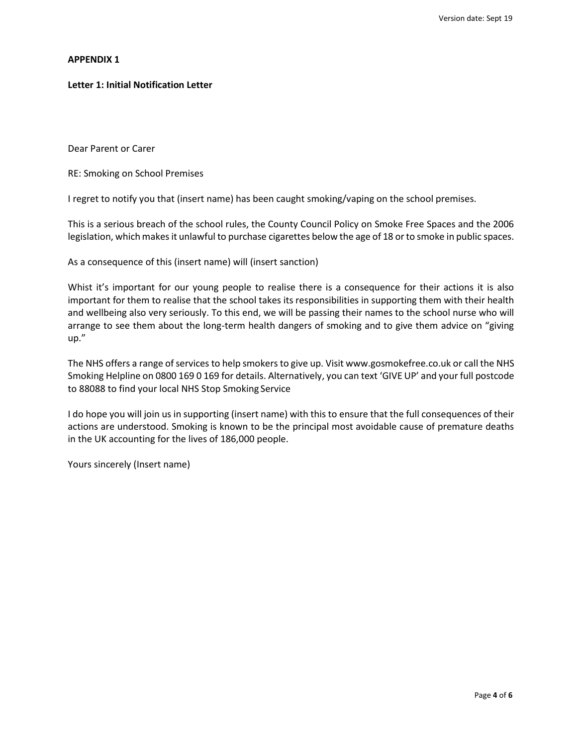**APPENDIX 1**

**Letter 1: Initial Notification Letter**

Dear Parent or Carer

RE: Smoking on School Premises

I regret to notify you that (insert name) has been caught smoking/vaping on the school premises.

This is a serious breach of the school rules, the County Council Policy on Smoke Free Spaces and the 2006 legislation, which makes it unlawful to purchase cigarettes below the age of 18 or to smoke in public spaces.

As a consequence of this (insert name) will (insert sanction)

Whist it's important for our young people to realise there is a consequence for their actions it is also important for them to realise that the school takes its responsibilities in supporting them with their health and wellbeing also very seriously. To this end, we will be passing their names to the school nurse who will arrange to see them about the long-term health dangers of smoking and to give them advice on "giving up."

The NHS offers a range of services to help smokers to give up. Visit www.gosmokefree.co.uk or call the NHS Smoking Helpline on 0800 169 0 169 for details. Alternatively, you can text 'GIVE UP' and your full postcode to 88088 to find your local NHS Stop Smoking Service

I do hope you will join us in supporting (insert name) with this to ensure that the full consequences of their actions are understood. Smoking is known to be the principal most avoidable cause of premature deaths in the UK accounting for the lives of 186,000 people.

Yours sincerely (Insert name)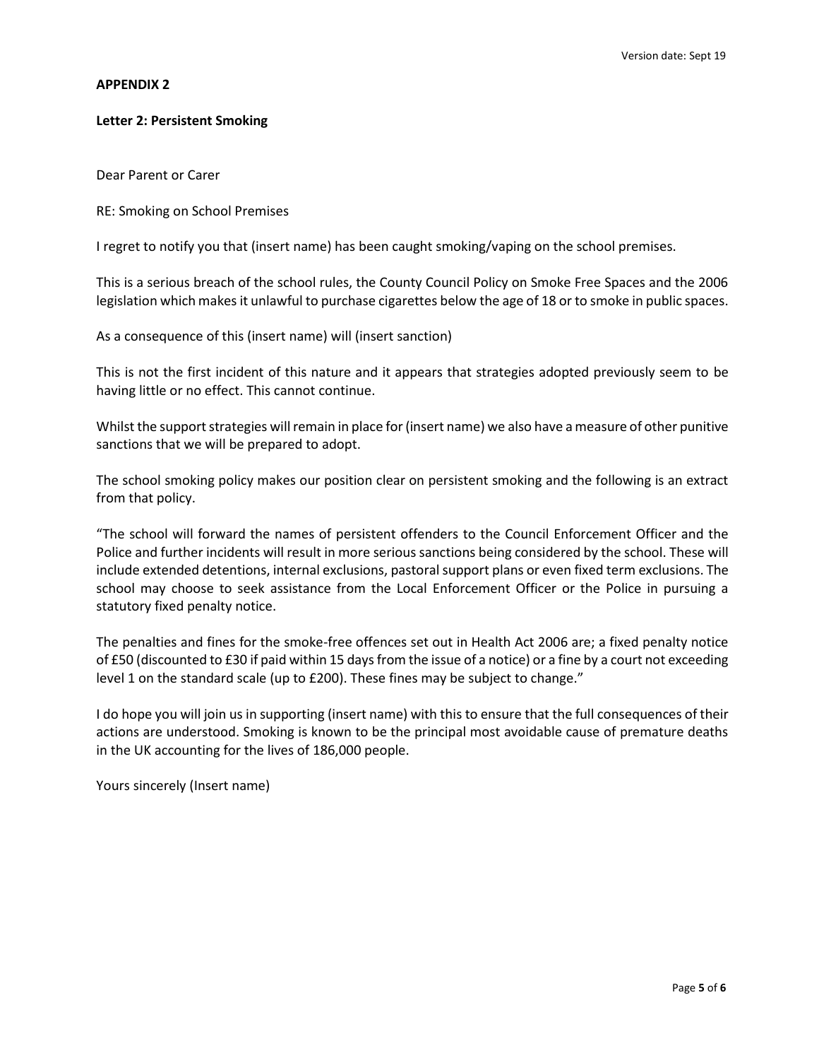**APPENDIX 2**

**Letter 2: Persistent Smoking**

Dear Parent or Carer

RE: Smoking on School Premises

I regret to notify you that (insert name) has been caught smoking/vaping on the school premises.

This is a serious breach of the school rules, the County Council Policy on Smoke Free Spaces and the 2006 legislation which makes it unlawful to purchase cigarettes below the age of 18 or to smoke in public spaces.

As a consequence of this (insert name) will (insert sanction)

This is not the first incident of this nature and it appears that strategies adopted previously seem to be having little or no effect. This cannot continue.

Whilst the support strategies will remain in place for (insert name) we also have a measure of other punitive sanctions that we will be prepared to adopt.

The school smoking policy makes our position clear on persistent smoking and the following is an extract from that policy.

"The school will forward the names of persistent offenders to the Council Enforcement Officer and the Police and further incidents will result in more serious sanctions being considered by the school. These will include extended detentions, internal exclusions, pastoral support plans or even fixed term exclusions. The school may choose to seek assistance from the Local Enforcement Officer or the Police in pursuing a statutory fixed penalty notice.

The penalties and fines for the smoke-free offences set out in Health Act 2006 are; a fixed penalty notice of £50 (discounted to £30 if paid within 15 days from the issue of a notice) or a fine by a court not exceeding level 1 on the standard scale (up to £200). These fines may be subject to change."

I do hope you will join us in supporting (insert name) with this to ensure that the full consequences of their actions are understood. Smoking is known to be the principal most avoidable cause of premature deaths in the UK accounting for the lives of 186,000 people.

Yours sincerely (Insert name)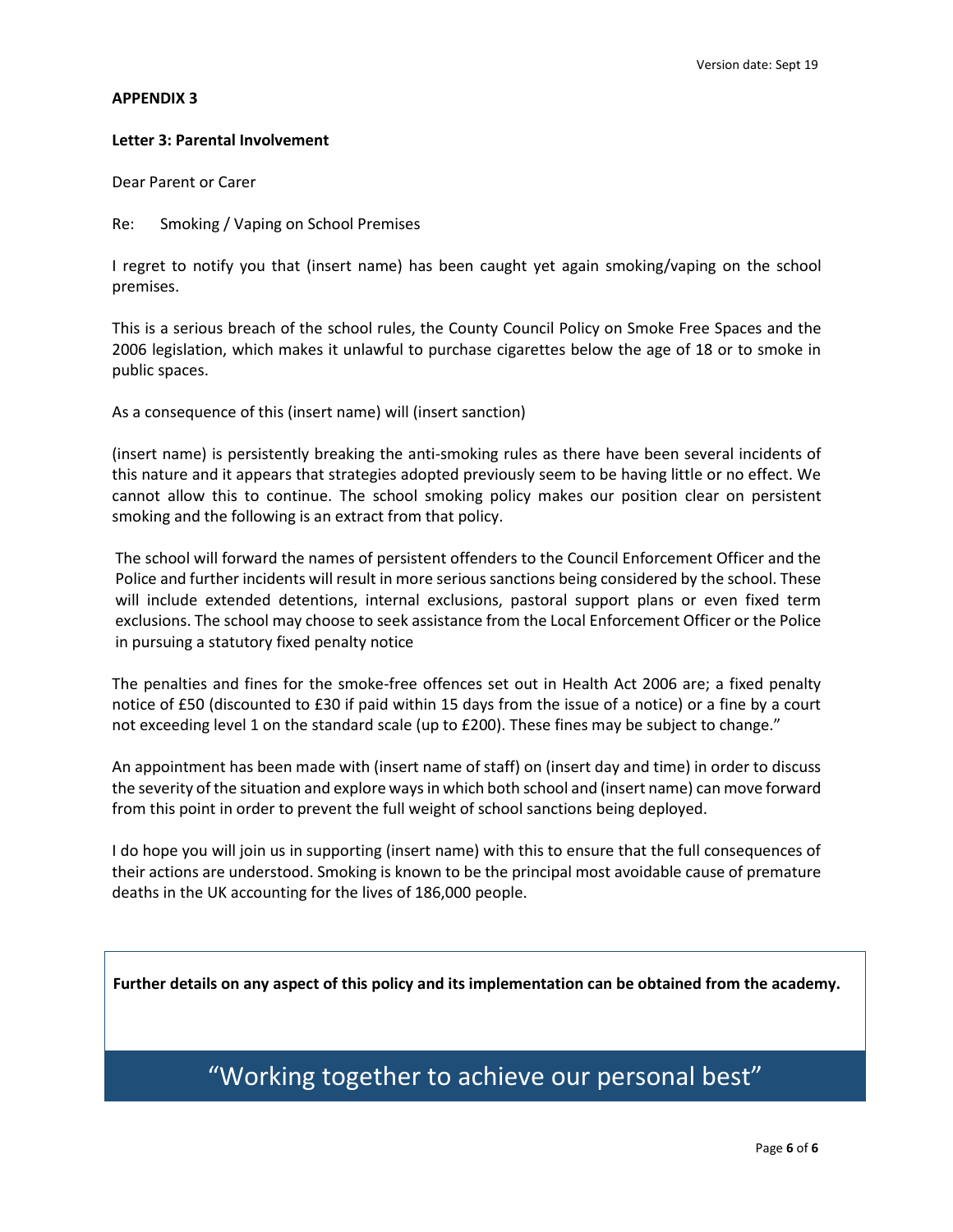**APPENDIX 3**

**Letter 3: Parental Involvement**

Dear Parent or Carer

Re: Smoking / Vaping on School Premises

I regret to notify you that (insert name) has been caught yet again smoking/vaping on the school premises.

This is a serious breach of the school rules, the County Council Policy on Smoke Free Spaces and the 2006 legislation, which makes it unlawful to purchase cigarettes below the age of 18 or to smoke in public spaces.

As a consequence of this (insert name) will (insert sanction)

(insert name) is persistently breaking the anti-smoking rules as there have been several incidents of this nature and it appears that strategies adopted previously seem to be having little or no effect. We cannot allow this to continue. The school smoking policy makes our position clear on persistent smoking and the following is an extract from that policy.

The school will forward the names of persistent offenders to the Council Enforcement Officer and the Police and further incidents will result in more serious sanctions being considered by the school. These will include extended detentions, internal exclusions, pastoral support plans or even fixed term exclusions. The school may choose to seek assistance from the Local Enforcement Officer or the Police in pursuing a statutory fixed penalty notice

The penalties and fines for the smoke-free offences set out in Health Act 2006 are; a fixed penalty notice of £50 (discounted to £30 if paid within 15 days from the issue of a notice) or a fine by a court not exceeding level 1 on the standard scale (up to £200). These fines may be subject to change."

An appointment has been made with (insert name of staff) on (insert day and time) in order to discuss the severity of the situation and explore ways in which both school and (insert name) can move forward from this point in order to prevent the full weight of school sanctions being deployed.

I do hope you will join us in supporting (insert name) with this to ensure that the full consequences of their actions are understood. Smoking is known to be the principal most avoidable cause of premature deaths in the UK accounting for the lives of 186,000 people.

**Further details on any aspect of this policy and its implementation can be obtained from the academy.**

"Working together to achieve our personal best"